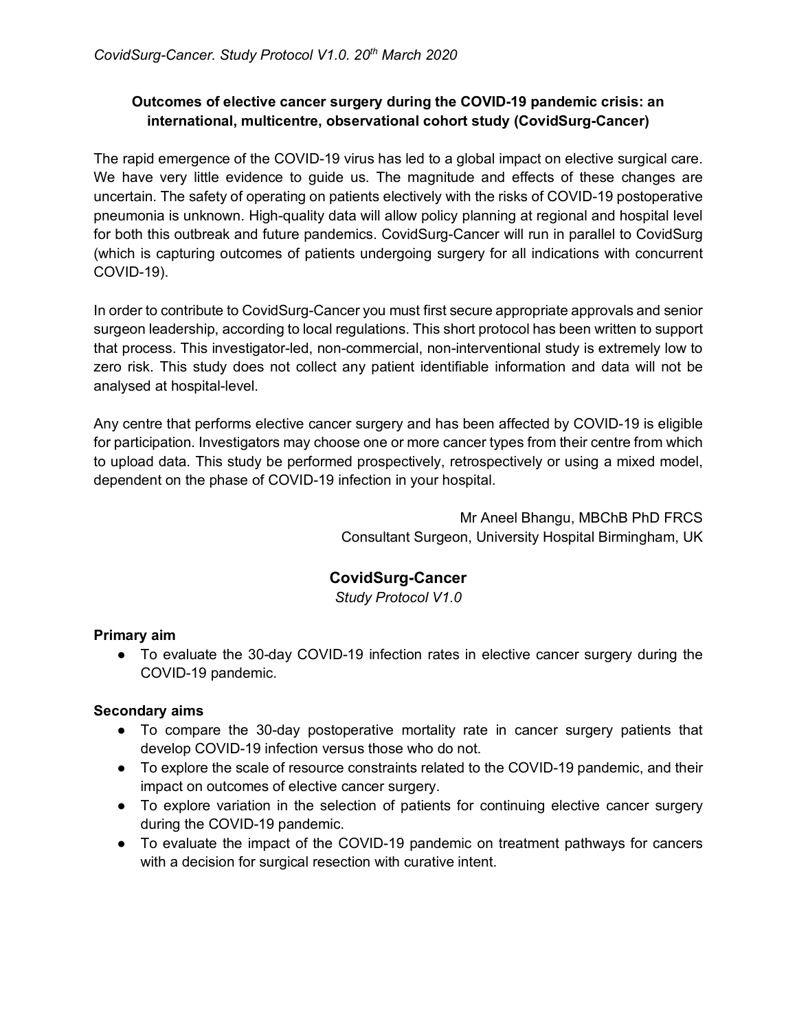**Outcomes of elective cancer surgery during the COVID-19 pandemic crisis: an international, multicentre, observational cohort study (CovidSurg-Cancer)**

The rapid emergence of the COVID-19 virus has led to a global impact on elective surgical care. We have very little evidence to guide us. The magnitude and effects of these changes are uncertain. The safety of operating on patients electively with the risks of COVID-19 postoperative pneumonia is unknown. High-quality data will allow policy planning at regional and hospital level for both this outbreak and future pandemics. CovidSurg-Cancer will run in parallel to CovidSurg (which is capturing outcomes of patients undergoing surgery for all indications with concurrent COVID-19).

In order to contribute to CovidSurg-Cancer you must first secure appropriate approvals and senior surgeon leadership, according to local regulations. This short protocol has been written to support that process. This investigator-led, non-commercial, non-interventional study is extremely low to zero risk. This study does not collect any patient identifiable information and data will not be analysed at hospital-level.

Any centre that performs elective cancer surgery and has been affected by COVID-19 is eligible for participation. Investigators may choose one or more cancer types from their centre from which to upload data. This study be performed prospectively, retrospectively or using a mixed model, dependent on the phase of COVID-19 infection in your hospital.

Mr Aneel Bhangu, MBChB PhD FRCS
Consultant Surgeon, University Hospital Birmingham, UK

## CovidSurg-Cancer

*Study Protocol V1.0*

**Primary aim**

- To evaluate the 30-day COVID-19 infection rates in elective cancer surgery during the COVID-19 pandemic.

**Secondary aims**

- To compare the 30-day postoperative mortality rate in cancer surgery patients that develop COVID-19 infection versus those who do not.
- To explore the scale of resource constraints related to the COVID-19 pandemic, and their impact on outcomes of elective cancer surgery.
- To explore variation in the selection of patients for continuing elective cancer surgery during the COVID-19 pandemic.
- To evaluate the impact of the COVID-19 pandemic on treatment pathways for cancers with a decision for surgical resection with curative intent.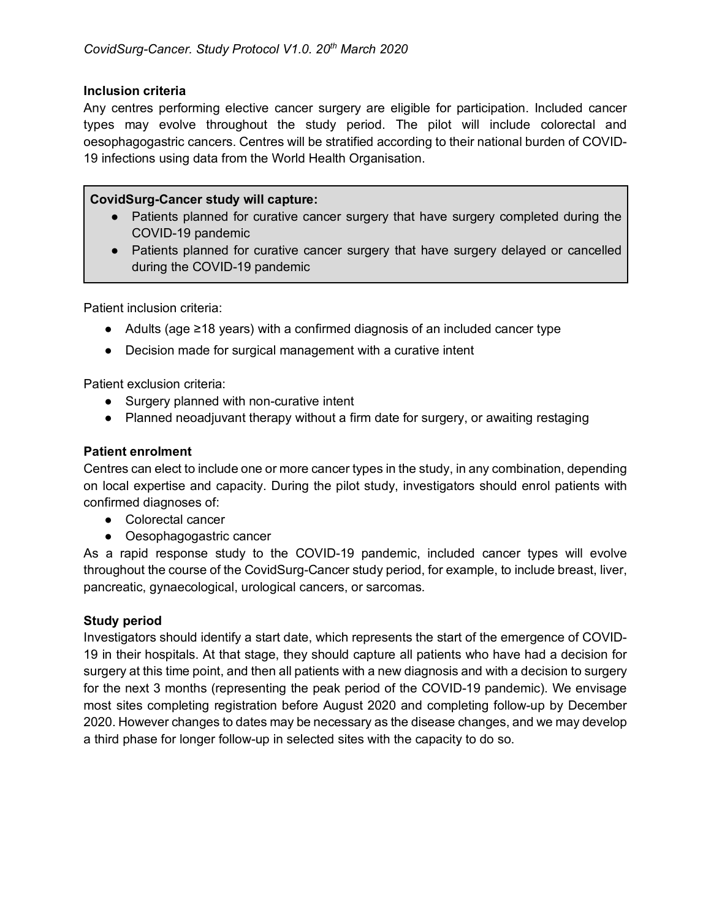**Inclusion criteria**

Any centres performing elective cancer surgery are eligible for participation. Included cancer types may evolve throughout the study period. The pilot will include colorectal and oesophagogastric cancers. Centres will be stratified according to their national burden of COVID-19 infections using data from the World Health Organisation.

> **CovidSurg-Cancer study will capture:**
> - Patients planned for curative cancer surgery that have surgery completed during the COVID-19 pandemic
> - Patients planned for curative cancer surgery that have surgery delayed or cancelled during the COVID-19 pandemic

Patient inclusion criteria:

- Adults (age ≥18 years) with a confirmed diagnosis of an included cancer type
- Decision made for surgical management with a curative intent

Patient exclusion criteria:

- Surgery planned with non-curative intent
- Planned neoadjuvant therapy without a firm date for surgery, or awaiting restaging

**Patient enrolment**

Centres can elect to include one or more cancer types in the study, in any combination, depending on local expertise and capacity. During the pilot study, investigators should enrol patients with confirmed diagnoses of:

- Colorectal cancer
- Oesophagogastric cancer

As a rapid response study to the COVID-19 pandemic, included cancer types will evolve throughout the course of the CovidSurg-Cancer study period, for example, to include breast, liver, pancreatic, gynaecological, urological cancers, or sarcomas.

**Study period**

Investigators should identify a start date, which represents the start of the emergence of COVID-19 in their hospitals. At that stage, they should capture all patients who have had a decision for surgery at this time point, and then all patients with a new diagnosis and with a decision to surgery for the next 3 months (representing the peak period of the COVID-19 pandemic). We envisage most sites completing registration before August 2020 and completing follow-up by December 2020. However changes to dates may be necessary as the disease changes, and we may develop a third phase for longer follow-up in selected sites with the capacity to do so.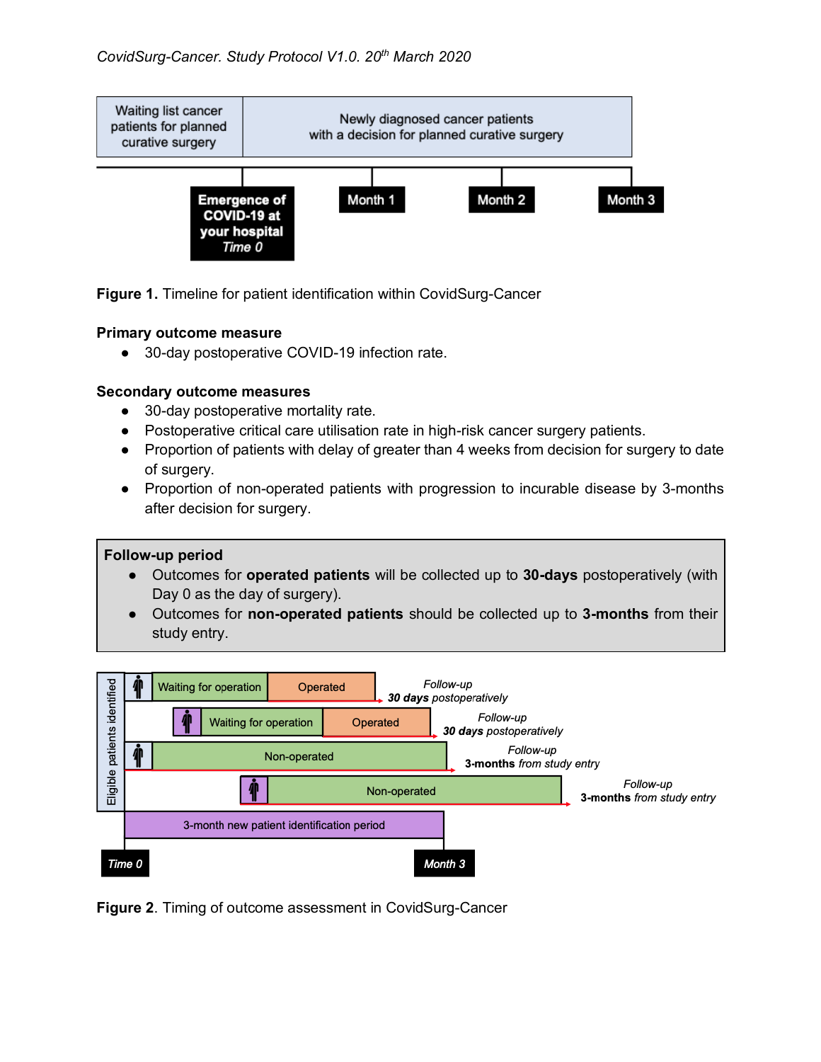**Figure 1.** Timeline for patient identification within CovidSurg-Cancer

**Primary outcome measure**

- 30-day postoperative COVID-19 infection rate.

**Secondary outcome measures**

- 30-day postoperative mortality rate.
- Postoperative critical care utilisation rate in high-risk cancer surgery patients.
- Proportion of patients with delay of greater than 4 weeks from decision for surgery to date of surgery.
- Proportion of non-operated patients with progression to incurable disease by 3-months after decision for surgery.

**Follow-up period**

- Outcomes for **operated patients** will be collected up to **30-days** postoperatively (with Day 0 as the day of surgery).
- Outcomes for **non-operated patients** should be collected up to **3-months** from their study entry.

**Figure 2**. Timing of outcome assessment in CovidSurg-Cancer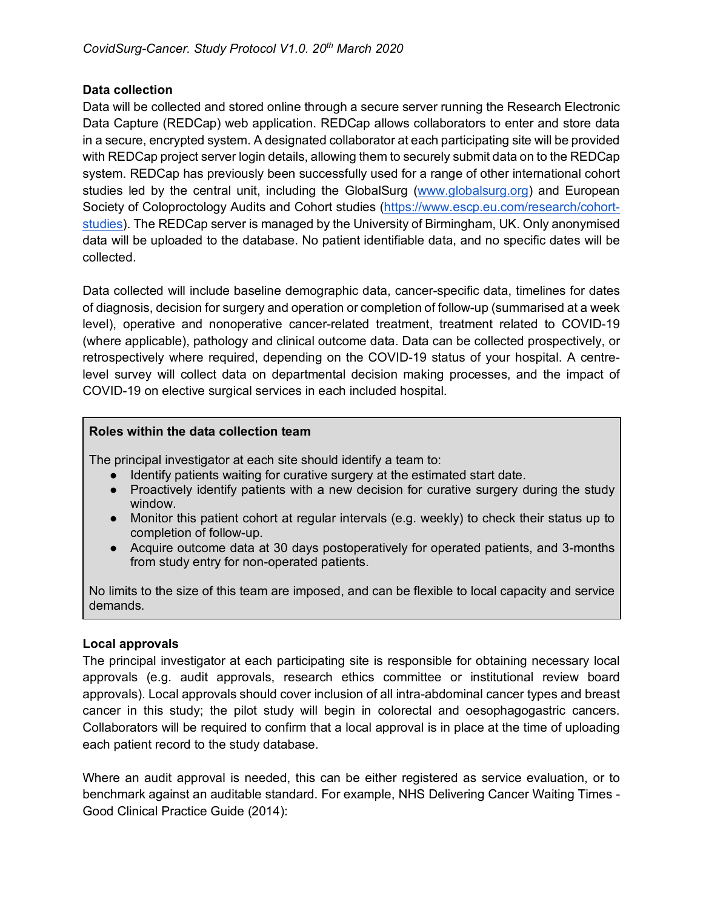### Data collection

Data will be collected and stored online through a secure server running the Research Electronic Data Capture (REDCap) web application. REDCap allows collaborators to enter and store data in a secure, encrypted system. A designated collaborator at each participating site will be provided with REDCap project server login details, allowing them to securely submit data on to the REDCap system. REDCap has previously been successfully used for a range of other international cohort studies led by the central unit, including the GlobalSurg (www.globalsurg.org) and European Society of Coloproctology Audits and Cohort studies (https://www.escp.eu.com/research/cohort-studies). The REDCap server is managed by the University of Birmingham, UK. Only anonymised data will be uploaded to the database. No patient identifiable data, and no specific dates will be collected.

Data collected will include baseline demographic data, cancer-specific data, timelines for dates of diagnosis, decision for surgery and operation or completion of follow-up (summarised at a week level), operative and nonoperative cancer-related treatment, treatment related to COVID-19 (where applicable), pathology and clinical outcome data. Data can be collected prospectively, or retrospectively where required, depending on the COVID-19 status of your hospital. A centre-level survey will collect data on departmental decision making processes, and the impact of COVID-19 on elective surgical services in each included hospital.

> **Roles within the data collection team**
>
> The principal investigator at each site should identify a team to:
>
> - Identify patients waiting for curative surgery at the estimated start date.
> - Proactively identify patients with a new decision for curative surgery during the study window.
> - Monitor this patient cohort at regular intervals (e.g. weekly) to check their status up to completion of follow-up.
> - Acquire outcome data at 30 days postoperatively for operated patients, and 3-months from study entry for non-operated patients.
>
> No limits to the size of this team are imposed, and can be flexible to local capacity and service demands.

### Local approvals

The principal investigator at each participating site is responsible for obtaining necessary local approvals (e.g. audit approvals, research ethics committee or institutional review board approvals). Local approvals should cover inclusion of all intra-abdominal cancer types and breast cancer in this study; the pilot study will begin in colorectal and oesophagogastric cancers. Collaborators will be required to confirm that a local approval is in place at the time of uploading each patient record to the study database.

Where an audit approval is needed, this can be either registered as service evaluation, or to benchmark against an auditable standard. For example, NHS Delivering Cancer Waiting Times - Good Clinical Practice Guide (2014):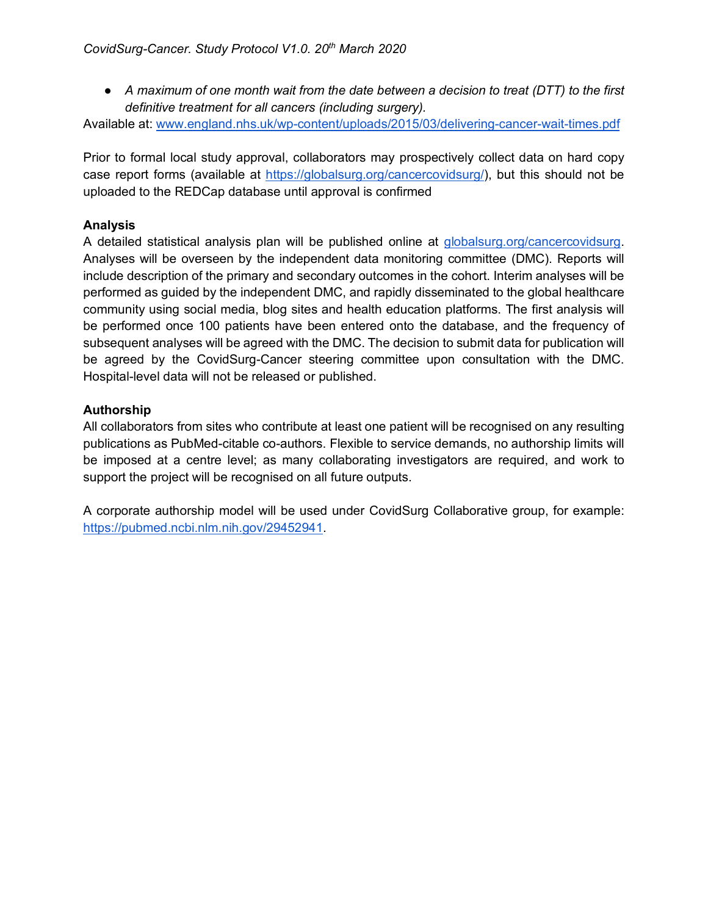- *A maximum of one month wait from the date between a decision to treat (DTT) to the first definitive treatment for all cancers (including surgery).*

Available at: [www.england.nhs.uk/wp-content/uploads/2015/03/delivering-cancer-wait-times.pdf](www.england.nhs.uk/wp-content/uploads/2015/03/delivering-cancer-wait-times.pdf)

Prior to formal local study approval, collaborators may prospectively collect data on hard copy case report forms (available at [https://globalsurg.org/cancercovidsurg/](https://globalsurg.org/cancercovidsurg/)), but this should not be uploaded to the REDCap database until approval is confirmed

**Analysis**

A detailed statistical analysis plan will be published online at [globalsurg.org/cancercovidsurg](globalsurg.org/cancercovidsurg). Analyses will be overseen by the independent data monitoring committee (DMC). Reports will include description of the primary and secondary outcomes in the cohort. Interim analyses will be performed as guided by the independent DMC, and rapidly disseminated to the global healthcare community using social media, blog sites and health education platforms. The first analysis will be performed once 100 patients have been entered onto the database, and the frequency of subsequent analyses will be agreed with the DMC. The decision to submit data for publication will be agreed by the CovidSurg-Cancer steering committee upon consultation with the DMC. Hospital-level data will not be released or published.

**Authorship**

All collaborators from sites who contribute at least one patient will be recognised on any resulting publications as PubMed-citable co-authors. Flexible to service demands, no authorship limits will be imposed at a centre level; as many collaborating investigators are required, and work to support the project will be recognised on all future outputs.

A corporate authorship model will be used under CovidSurg Collaborative group, for example: [https://pubmed.ncbi.nlm.nih.gov/29452941](https://pubmed.ncbi.nlm.nih.gov/29452941).